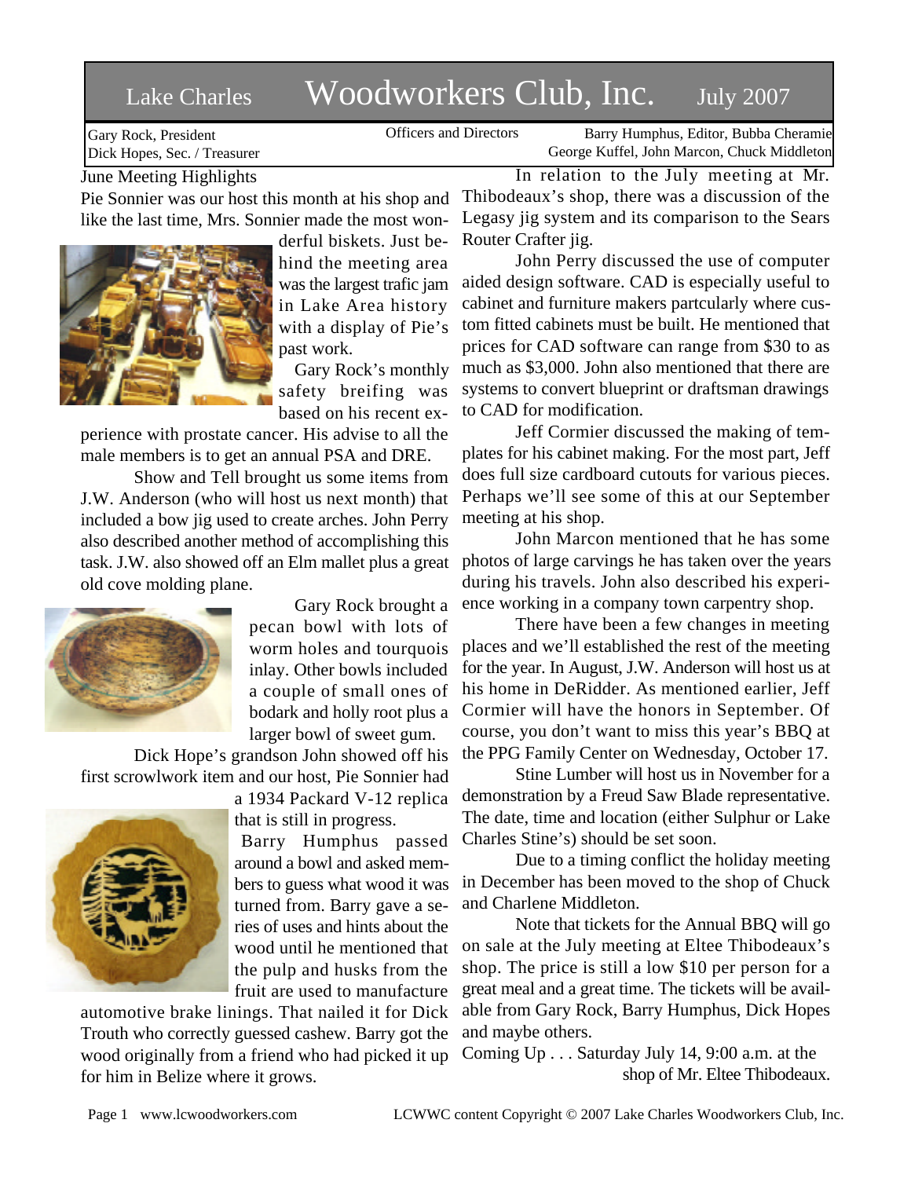# Lake Charles Woodworkers Club, Inc. July 2007

Gary Rock, President
Dick Hopes, Sec. / Treasurer

Officers and Directors

Barry Humphus, Editor, Bubba Cheramie
George Kuffel, John Marcon, Chuck Middleton

## June Meeting Highlights

Pie Sonnier was our host this month at his shop and like the last time, Mrs. Sonnier made the most wonderful biskets. Just behind the meeting area was the largest trafic jam in Lake Area history with a display of Pie's past work.

Gary Rock's monthly safety breifing was based on his recent experience with prostate cancer. His advise to all the male members is to get an annual PSA and DRE.

Show and Tell brought us some items from J.W. Anderson (who will host us next month) that included a bow jig used to create arches. John Perry also described another method of accomplishing this task. J.W. also showed off an Elm mallet plus a great old cove molding plane.

Gary Rock brought a pecan bowl with lots of worm holes and tourquois inlay. Other bowls included a couple of small ones of bodark and holly root plus a larger bowl of sweet gum.

Dick Hope's grandson John showed off his first scrowlwork item and our host, Pie Sonnier had a 1934 Packard V-12 replica that is still in progress.

Barry Humphus passed around a bowl and asked members to guess what wood it was turned from. Barry gave a series of uses and hints about the wood until he mentioned that the pulp and husks from the fruit are used to manufacture automotive brake linings. That nailed it for Dick Trouth who correctly guessed cashew. Barry got the wood originally from a friend who had picked it up for him in Belize where it grows.

In relation to the July meeting at Mr. Thibodeaux's shop, there was a discussion of the Legasy jig system and its comparison to the Sears Router Crafter jig.

John Perry discussed the use of computer aided design software. CAD is especially useful to cabinet and furniture makers partcularly where custom fitted cabinets must be built. He mentioned that prices for CAD software can range from $30 to as much as $3,000. John also mentioned that there are systems to convert blueprint or draftsman drawings to CAD for modification.

Jeff Cormier discussed the making of templates for his cabinet making. For the most part, Jeff does full size cardboard cutouts for various pieces. Perhaps we'll see some of this at our September meeting at his shop.

John Marcon mentioned that he has some photos of large carvings he has taken over the years during his travels. John also described his experience working in a company town carpentry shop.

There have been a few changes in meeting places and we'll established the rest of the meeting for the year. In August, J.W. Anderson will host us at his home in DeRidder. As mentioned earlier, Jeff Cormier will have the honors in September. Of course, you don't want to miss this year's BBQ at the PPG Family Center on Wednesday, October 17.

Stine Lumber will host us in November for a demonstration by a Freud Saw Blade representative. The date, time and location (either Sulphur or Lake Charles Stine's) should be set soon.

Due to a timing conflict the holiday meeting in December has been moved to the shop of Chuck and Charlene Middleton.

Note that tickets for the Annual BBQ will go on sale at the July meeting at Eltee Thibodeaux's shop. The price is still a low $10 per person for a great meal and a great time. The tickets will be available from Gary Rock, Barry Humphus, Dick Hopes and maybe others.

Coming Up . . . Saturday July 14, 9:00 a.m. at the shop of Mr. Eltee Thibodeaux.

www.lcwoodworkers.com LCWWC content Copyright © 2007 Lake Charles Woodworkers Club, Inc.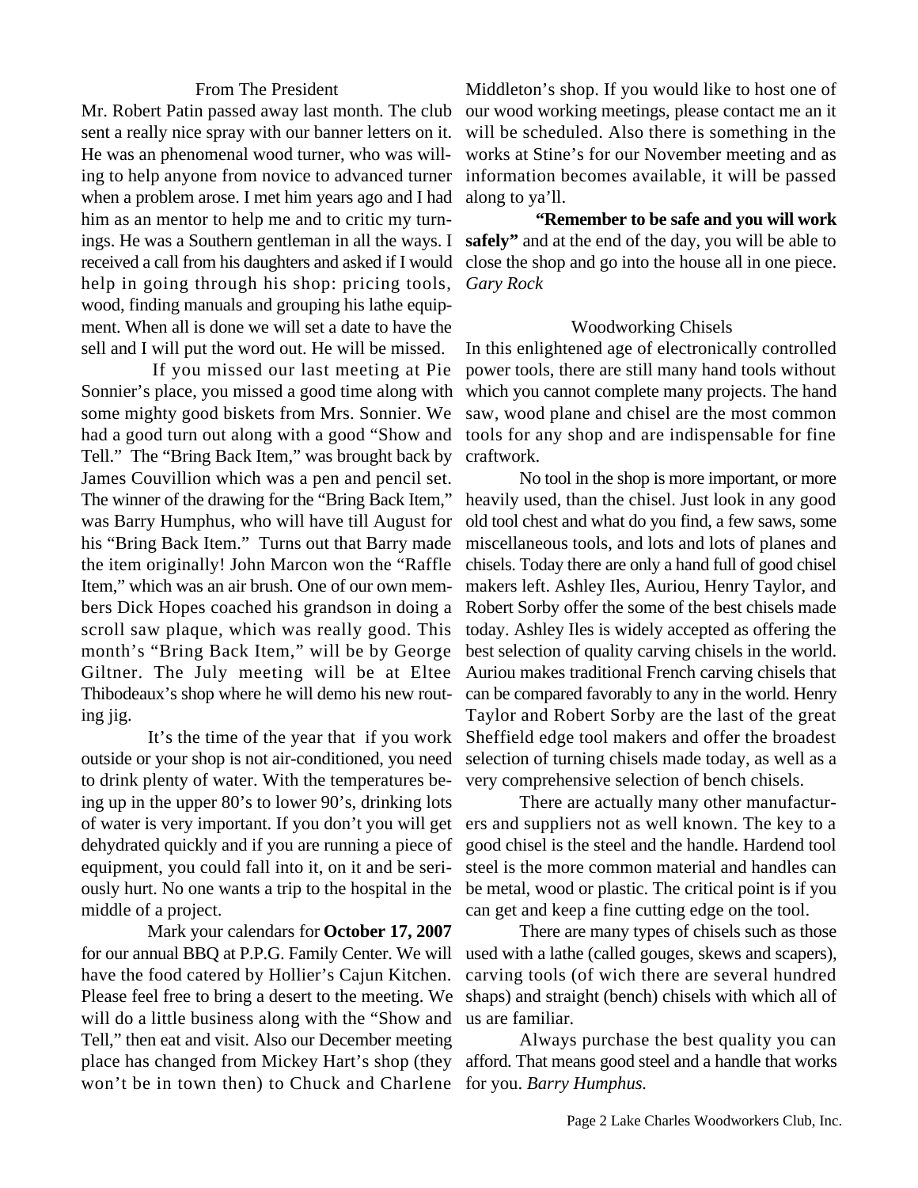## From The President

Mr. Robert Patin passed away last month. The club sent a really nice spray with our banner letters on it. He was an phenomenal wood turner, who was willing to help anyone from novice to advanced turner when a problem arose. I met him years ago and I had him as an mentor to help me and to critic my turnings. He was a Southern gentleman in all the ways. I received a call from his daughters and asked if I would help in going through his shop: pricing tools, wood, finding manuals and grouping his lathe equipment. When all is done we will set a date to have the sell and I will put the word out. He will be missed.

If you missed our last meeting at Pie Sonnier's place, you missed a good time along with some mighty good biskets from Mrs. Sonnier. We had a good turn out along with a good "Show and Tell." The "Bring Back Item," was brought back by James Couvillion which was a pen and pencil set. The winner of the drawing for the "Bring Back Item," was Barry Humphus, who will have till August for his "Bring Back Item." Turns out that Barry made the item originally! John Marcon won the "Raffle Item," which was an air brush. One of our own members Dick Hopes coached his grandson in doing a scroll saw plaque, which was really good. This month's "Bring Back Item," will be by George Giltner. The July meeting will be at Eltee Thibodeaux's shop where he will demo his new routing jig.

It's the time of the year that if you work outside or your shop is not air-conditioned, you need to drink plenty of water. With the temperatures being up in the upper 80's to lower 90's, drinking lots of water is very important. If you don't you will get dehydrated quickly and if you are running a piece of equipment, you could fall into it, on it and be seriously hurt. No one wants a trip to the hospital in the middle of a project.

Mark your calendars for **October 17, 2007** for our annual BBQ at P.P.G. Family Center. We will have the food catered by Hollier's Cajun Kitchen. Please feel free to bring a desert to the meeting. We will do a little business along with the "Show and Tell," then eat and visit. Also our December meeting place has changed from Mickey Hart's shop (they won't be in town then) to Chuck and Charlene Middleton's shop. If you would like to host one of our wood working meetings, please contact me an it will be scheduled. Also there is something in the works at Stine's for our November meeting and as information becomes available, it will be passed along to ya'll.

**"Remember to be safe and you will work safely"** and at the end of the day, you will be able to close the shop and go into the house all in one piece. *Gary Rock*

## Woodworking Chisels

In this enlightened age of electronically controlled power tools, there are still many hand tools without which you cannot complete many projects. The hand saw, wood plane and chisel are the most common tools for any shop and are indispensable for fine craftwork.

No tool in the shop is more important, or more heavily used, than the chisel. Just look in any good old tool chest and what do you find, a few saws, some miscellaneous tools, and lots and lots of planes and chisels. Today there are only a hand full of good chisel makers left. Ashley Iles, Auriou, Henry Taylor, and Robert Sorby offer the some of the best chisels made today. Ashley Iles is widely accepted as offering the best selection of quality carving chisels in the world. Auriou makes traditional French carving chisels that can be compared favorably to any in the world. Henry Taylor and Robert Sorby are the last of the great Sheffield edge tool makers and offer the broadest selection of turning chisels made today, as well as a very comprehensive selection of bench chisels.

There are actually many other manufacturers and suppliers not as well known. The key to a good chisel is the steel and the handle. Hardend tool steel is the more common material and handles can be metal, wood or plastic. The critical point is if you can get and keep a fine cutting edge on the tool.

There are many types of chisels such as those used with a lathe (called gouges, skews and scapers), carving tools (of wich there are several hundred shaps) and straight (bench) chisels with which all of us are familiar.

Always purchase the best quality you can afford. That means good steel and a handle that works for you. *Barry Humphus.*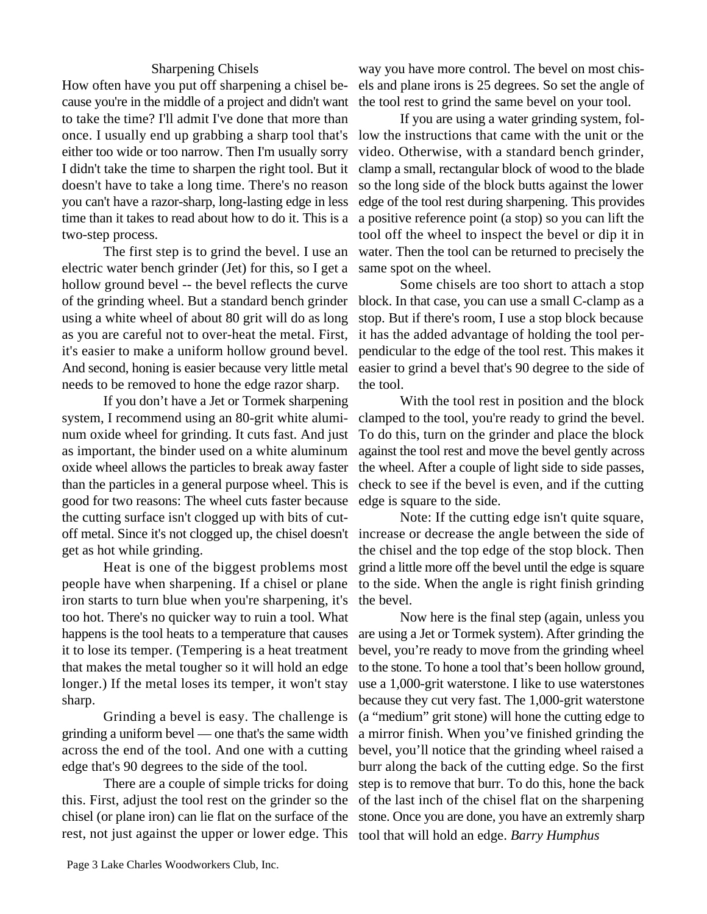## Sharpening Chisels

How often have you put off sharpening a chisel because you're in the middle of a project and didn't want to take the time? I'll admit I've done that more than once. I usually end up grabbing a sharp tool that's either too wide or too narrow. Then I'm usually sorry I didn't take the time to sharpen the right tool. But it doesn't have to take a long time. There's no reason you can't have a razor-sharp, long-lasting edge in less time than it takes to read about how to do it. This is a two-step process.

The first step is to grind the bevel. I use an electric water bench grinder (Jet) for this, so I get a hollow ground bevel -- the bevel reflects the curve of the grinding wheel. But a standard bench grinder using a white wheel of about 80 grit will do as long as you are careful not to over-heat the metal. First, it's easier to make a uniform hollow ground bevel. And second, honing is easier because very little metal needs to be removed to hone the edge razor sharp.

If you don't have a Jet or Tormek sharpening system, I recommend using an 80-grit white aluminum oxide wheel for grinding. It cuts fast. And just as important, the binder used on a white aluminum oxide wheel allows the particles to break away faster than the particles in a general purpose wheel. This is good for two reasons: The wheel cuts faster because the cutting surface isn't clogged up with bits of cut-off metal. Since it's not clogged up, the chisel doesn't get as hot while grinding.

Heat is one of the biggest problems most people have when sharpening. If a chisel or plane iron starts to turn blue when you're sharpening, it's too hot. There's no quicker way to ruin a tool. What happens is the tool heats to a temperature that causes it to lose its temper. (Tempering is a heat treatment that makes the metal tougher so it will hold an edge longer.) If the metal loses its temper, it won't stay sharp.

Grinding a bevel is easy. The challenge is grinding a uniform bevel — one that's the same width across the end of the tool. And one with a cutting edge that's 90 degrees to the side of the tool.

There are a couple of simple tricks for doing this. First, adjust the tool rest on the grinder so the chisel (or plane iron) can lie flat on the surface of the rest, not just against the upper or lower edge. This way you have more control. The bevel on most chisels and plane irons is 25 degrees. So set the angle of the tool rest to grind the same bevel on your tool.

If you are using a water grinding system, follow the instructions that came with the unit or the video. Otherwise, with a standard bench grinder, clamp a small, rectangular block of wood to the blade so the long side of the block butts against the lower edge of the tool rest during sharpening. This provides a positive reference point (a stop) so you can lift the tool off the wheel to inspect the bevel or dip it in water. Then the tool can be returned to precisely the same spot on the wheel.

Some chisels are too short to attach a stop block. In that case, you can use a small C-clamp as a stop. But if there's room, I use a stop block because it has the added advantage of holding the tool perpendicular to the edge of the tool rest. This makes it easier to grind a bevel that's 90 degree to the side of the tool.

With the tool rest in position and the block clamped to the tool, you're ready to grind the bevel. To do this, turn on the grinder and place the block against the tool rest and move the bevel gently across the wheel. After a couple of light side to side passes, check to see if the bevel is even, and if the cutting edge is square to the side.

Note: If the cutting edge isn't quite square, increase or decrease the angle between the side of the chisel and the top edge of the stop block. Then grind a little more off the bevel until the edge is square to the side. When the angle is right finish grinding the bevel.

Now here is the final step (again, unless you are using a Jet or Tormek system). After grinding the bevel, you're ready to move from the grinding wheel to the stone. To hone a tool that's been hollow ground, use a 1,000-grit waterstone. I like to use waterstones because they cut very fast. The 1,000-grit waterstone (a "medium" grit stone) will hone the cutting edge to a mirror finish. When you've finished grinding the bevel, you'll notice that the grinding wheel raised a burr along the back of the cutting edge. So the first step is to remove that burr. To do this, hone the back of the last inch of the chisel flat on the sharpening stone. Once you are done, you have an extremly sharp tool that will hold an edge. *Barry Humphus*